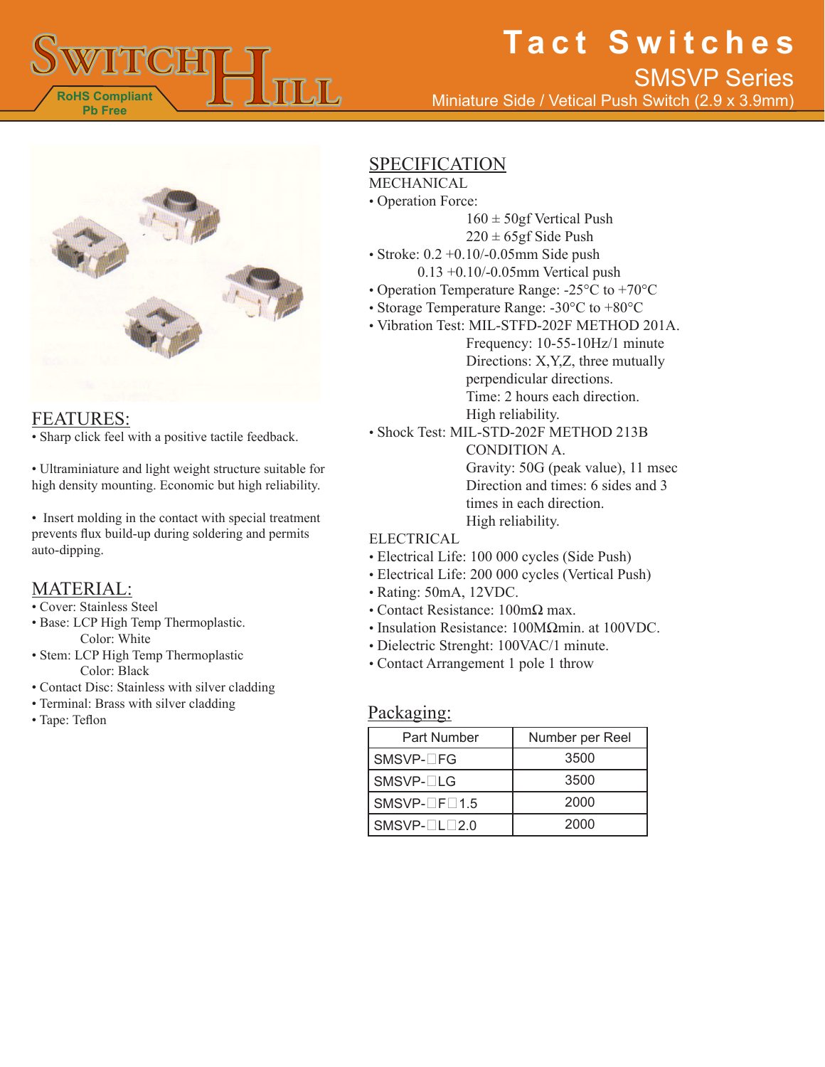# Tact Switches

## SMSVP Series

Miniature Side / Vetical Push Switch (2.9 x 3.9mm)

RoHS Compliant
Pb Free

## FEATURES:

- Sharp click feel with a positive tactile feedback.
- Ultraminiature and light weight structure suitable for high density mounting. Economic but high reliability.
- Insert molding in the contact with special treatment prevents flux build-up during soldering and permits auto-dipping.

## MATERIAL:

- Cover: Stainless Steel
- Base: LCP High Temp Thermoplastic.
  Color: White
- Stem: LCP High Temp Thermoplastic
  Color: Black
- Contact Disc: Stainless with silver cladding
- Terminal: Brass with silver cladding
- Tape: Teflon

## SPECIFICATION

MECHANICAL

- Operation Force:
  160 ± 50gf Vertical Push
  220 ± 65gf Side Push
- Stroke: 0.2 +0.10/-0.05mm Side push
  0.13 +0.10/-0.05mm Vertical push
- Operation Temperature Range: -25°C to +70°C
- Storage Temperature Range: -30°C to +80°C
- Vibration Test: MIL-STFD-202F METHOD 201A.
  Frequency: 10-55-10Hz/1 minute
  Directions: X,Y,Z, three mutually perpendicular directions.
  Time: 2 hours each direction.
  High reliability.
- Shock Test: MIL-STD-202F METHOD 213B CONDITION A.
  Gravity: 50G (peak value), 11 msec
  Direction and times: 6 sides and 3 times in each direction.
  High reliability.

ELECTRICAL

- Electrical Life: 100 000 cycles (Side Push)
- Electrical Life: 200 000 cycles (Vertical Push)
- Rating: 50mA, 12VDC.
- Contact Resistance: 100mΩ max.
- Insulation Resistance: 100MΩmin. at 100VDC.
- Dielectric Strenght: 100VAC/1 minute.
- Contact Arrangement 1 pole 1 throw

## Packaging:

| Part Number | Number per Reel |
|---|---|
| SMSVP-□FG | 3500 |
| SMSVP-□LG | 3500 |
| SMSVP-□F□1.5 | 2000 |
| SMSVP-□L□2.0 | 2000 |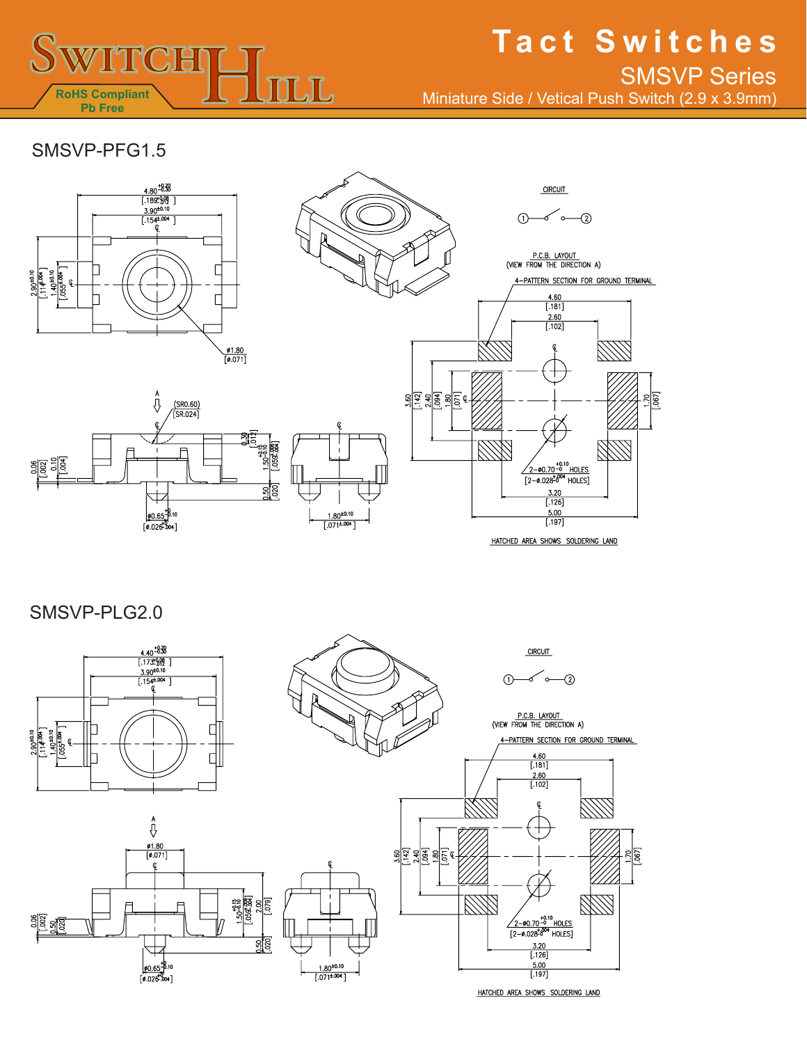# Tact Switches

## SMSVP Series

Miniature Side / Vetical Push Switch (2.9 x 3.9mm)

RoHS Compliant
Pb Free

### SMSVP-PFG1.5

CIRCUIT

P.C.B. LAYOUT
(VIEW FROM THE DIRECTION A)

4-PATTERN SECTION FOR GROUND TERMINAL

2-ø0.70 $^{+0.10}_{-0}$ HOLES
[2-ø.028 $^{+.004}_{-0}$ HOLES]

HATCHED AREA SHOWS SOLDERING LAND

### SMSVP-PLG2.0

CIRCUIT

P.C.B. LAYOUT
(VIEW FROM THE DIRECTION A)

4-PATTERN SECTION FOR GROUND TERMINAL

2-ø0.70 $^{+0.10}_{-0}$ HOLES
[2-ø.028 $^{+.004}_{-0}$ HOLES]

HATCHED AREA SHOWS SOLDERING LAND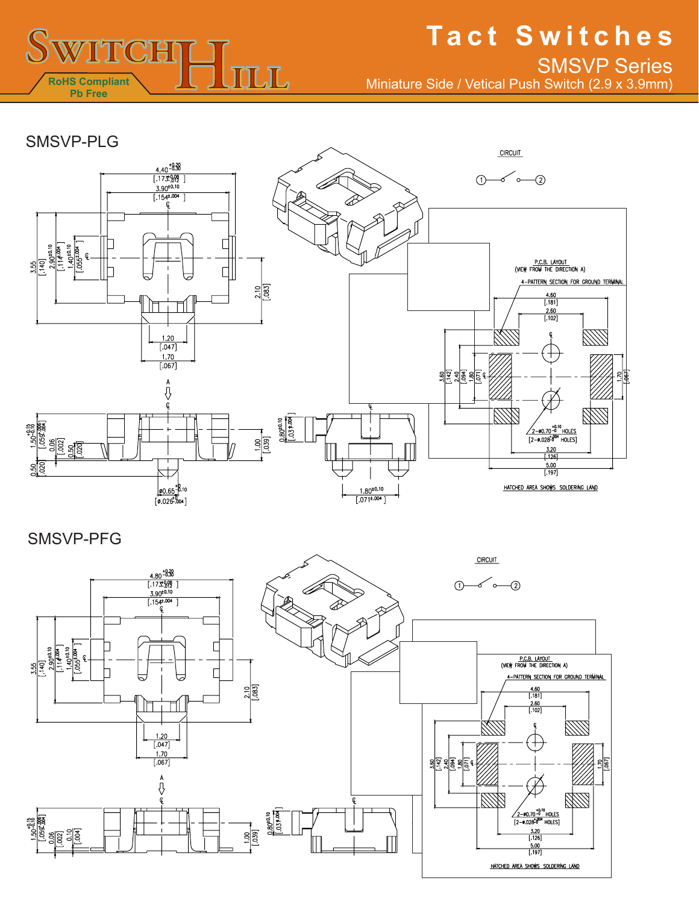# Tact Switches

## SMSVP Series

Miniature Side / Vetical Push Switch (2.9 x 3.9mm)

RoHS Compliant
Pb Free

## SMSVP-PLG

CIRCUIT

① —o⁄ o— ②

P.C.B. LAYOUT
(VIEW FROM THE DIRECTION A)

4-PATTERN SECTION FOR GROUND TERMINAL

2-ø0.70 $^{+0.10}_{-0}$ HOLES
[2-ø.028 $^{+.004}_{-0}$ HOLES]

HATCHED AREA SHOWS SOLDERING LAND

## SMSVP-PFG

CIRCUIT

① —o⁄ o— ②

P.C.B. LAYOUT
(VIEW FROM THE DIRECTION A)

4-PATTERN SECTION FOR GROUND TERMINAL

2-ø0.70 $^{+0.10}_{-0}$ HOLES
[2-ø.028 $^{+.004}_{-0}$ HOLES]

HATCHED AREA SHOWS SOLDERING LAND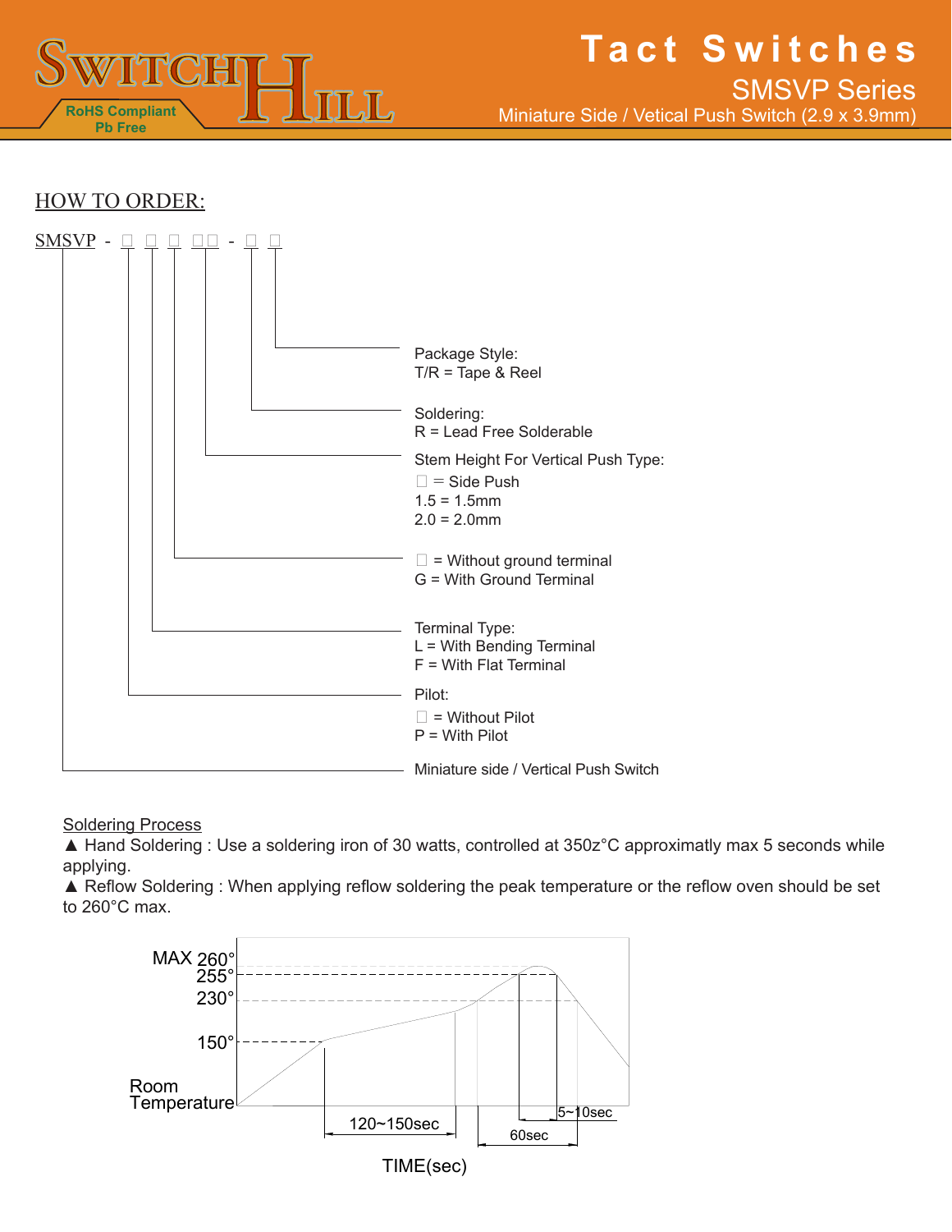# Tact Switches

## SMSVP Series

Miniature Side / Vetical Push Switch (2.9 x 3.9mm)

RoHS Compliant
Pb Free

## HOW TO ORDER:

SMSVP - □ □ □ □□ - □ □

- Package Style:
  T/R = Tape & Reel
- Soldering:
  R = Lead Free Solderable
- Stem Height For Vertical Push Type:
  □ = Side Push
  1.5 = 1.5mm
  2.0 = 2.0mm
- □ = Without ground terminal
  G = With Ground Terminal
- Terminal Type:
  L = With Bending Terminal
  F = With Flat Terminal
- Pilot:
  □ = Without Pilot
  P = With Pilot
- Miniature side / Vertical Push Switch

## Soldering Process

▲ Hand Soldering : Use a soldering iron of 30 watts, controlled at 350z°C approximatly max 5 seconds while applying.

▲ Reflow Soldering : When applying reflow soldering the peak temperature or the reflow oven should be set to 260°C max.

MAX 260°
255°
230°
150°
Room Temperature
120~150sec
60sec
5~10sec
TIME(sec)